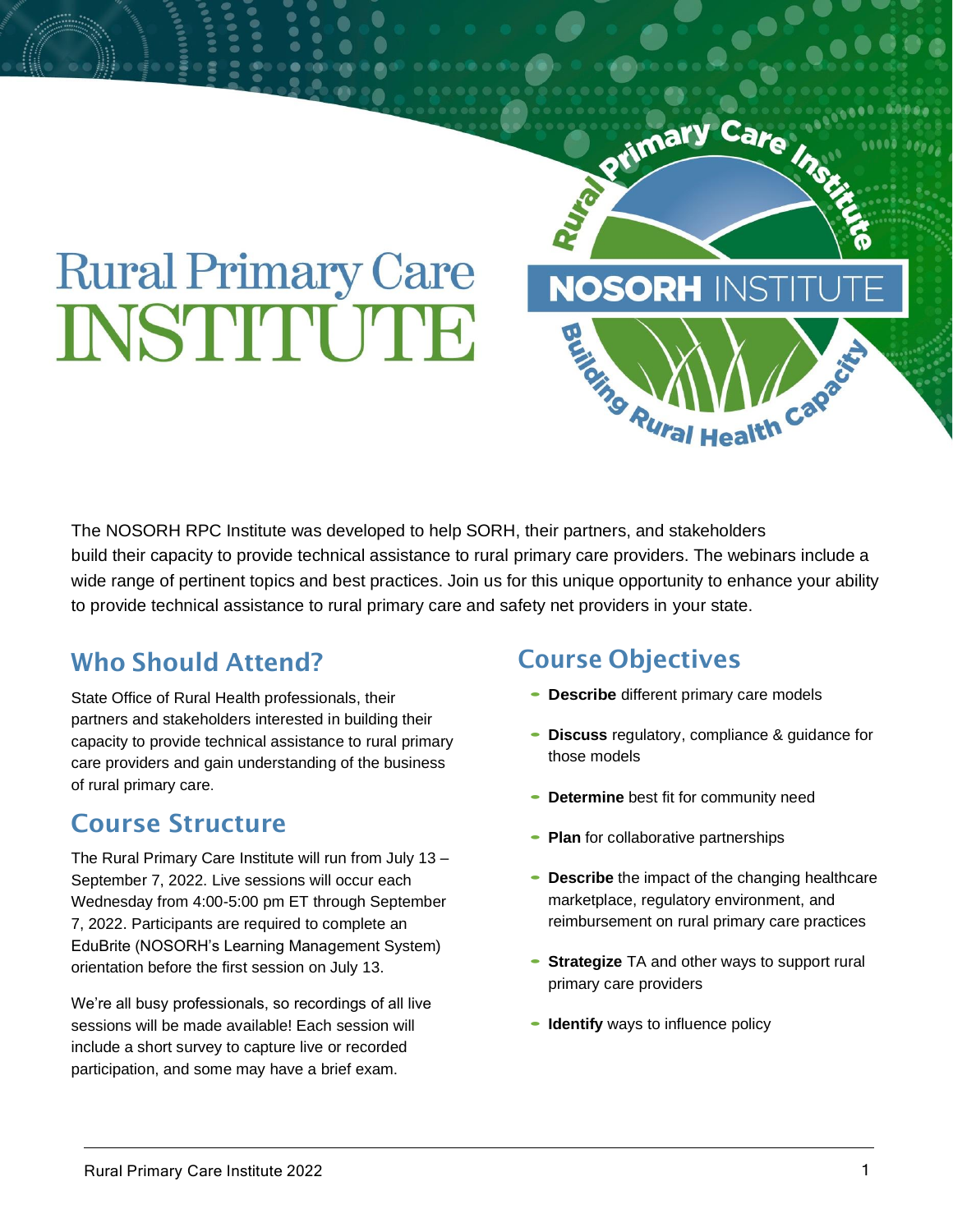# Rural Primary Care INSTITUTE

Rural Primary Care Institute

NOSORH INSTITUTE

Building Rural Health Capacity

The NOSORH RPC Institute was developed to help SORH, their partners, and stakeholders build their capacity to provide technical assistance to rural primary care providers. The webinars include a wide range of pertinent topics and best practices. Join us for this unique opportunity to enhance your ability to provide technical assistance to rural primary care and safety net providers in your state.

## Who Should Attend?

State Office of Rural Health professionals, their partners and stakeholders interested in building their capacity to provide technical assistance to rural primary care providers and gain understanding of the business of rural primary care.

## Course Structure

The Rural Primary Care Institute will run from July 13 – September 7, 2022. Live sessions will occur each Wednesday from 4:00-5:00 pm ET through September 7, 2022. Participants are required to complete an EduBrite (NOSORH's Learning Management System) orientation before the first session on July 13.

We're all busy professionals, so recordings of all live sessions will be made available! Each session will include a short survey to capture live or recorded participation, and some may have a brief exam.

## Course Objectives

- **Describe** different primary care models
- **Discuss** regulatory, compliance & guidance for those models
- **Determine** best fit for community need
- **Plan** for collaborative partnerships
- **Describe** the impact of the changing healthcare marketplace, regulatory environment, and reimbursement on rural primary care practices
- **Strategize** TA and other ways to support rural primary care providers
- **Identify** ways to influence policy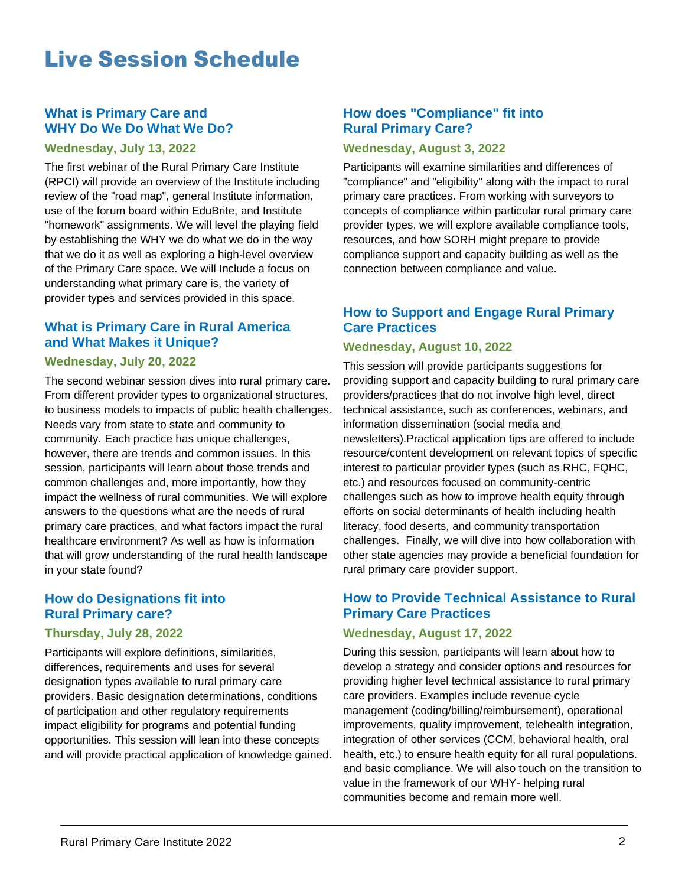# Live Session Schedule

## What is Primary Care and WHY Do We Do What We Do?

**Wednesday, July 13, 2022**

The first webinar of the Rural Primary Care Institute (RPCI) will provide an overview of the Institute including review of the "road map", general Institute information, use of the forum board within EduBrite, and Institute "homework" assignments. We will level the playing field by establishing the WHY we do what we do in the way that we do it as well as exploring a high-level overview of the Primary Care space. We will Include a focus on understanding what primary care is, the variety of provider types and services provided in this space.

## What is Primary Care in Rural America and What Makes it Unique?

**Wednesday, July 20, 2022**

The second webinar session dives into rural primary care. From different provider types to organizational structures, to business models to impacts of public health challenges. Needs vary from state to state and community to community. Each practice has unique challenges, however, there are trends and common issues. In this session, participants will learn about those trends and common challenges and, more importantly, how they impact the wellness of rural communities. We will explore answers to the questions what are the needs of rural primary care practices, and what factors impact the rural healthcare environment? As well as how is information that will grow understanding of the rural health landscape in your state found?

## How do Designations fit into Rural Primary care?

**Thursday, July 28, 2022**

Participants will explore definitions, similarities, differences, requirements and uses for several designation types available to rural primary care providers. Basic designation determinations, conditions of participation and other regulatory requirements impact eligibility for programs and potential funding opportunities. This session will lean into these concepts and will provide practical application of knowledge gained.

## How does "Compliance" fit into Rural Primary Care?

**Wednesday, August 3, 2022**

Participants will examine similarities and differences of "compliance" and "eligibility" along with the impact to rural primary care practices. From working with surveyors to concepts of compliance within particular rural primary care provider types, we will explore available compliance tools, resources, and how SORH might prepare to provide compliance support and capacity building as well as the connection between compliance and value.

## How to Support and Engage Rural Primary Care Practices

**Wednesday, August 10, 2022**

This session will provide participants suggestions for providing support and capacity building to rural primary care providers/practices that do not involve high level, direct technical assistance, such as conferences, webinars, and information dissemination (social media and newsletters).Practical application tips are offered to include resource/content development on relevant topics of specific interest to particular provider types (such as RHC, FQHC, etc.) and resources focused on community-centric challenges such as how to improve health equity through efforts on social determinants of health including health literacy, food deserts, and community transportation challenges.  Finally, we will dive into how collaboration with other state agencies may provide a beneficial foundation for rural primary care provider support.

## How to Provide Technical Assistance to Rural Primary Care Practices

**Wednesday, August 17, 2022**

During this session, participants will learn about how to develop a strategy and consider options and resources for providing higher level technical assistance to rural primary care providers. Examples include revenue cycle management (coding/billing/reimbursement), operational improvements, quality improvement, telehealth integration, integration of other services (CCM, behavioral health, oral health, etc.) to ensure health equity for all rural populations. and basic compliance. We will also touch on the transition to value in the framework of our WHY- helping rural communities become and remain more well.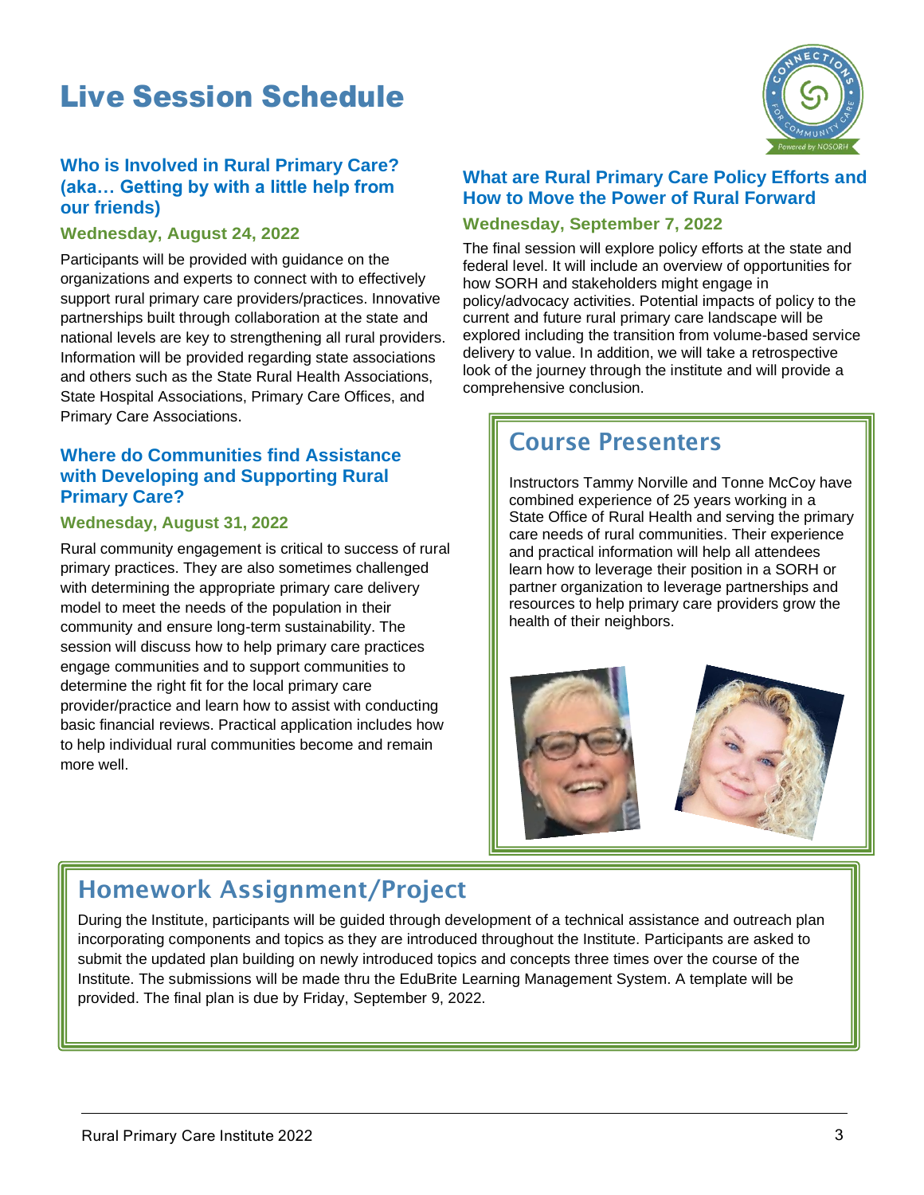# Live Session Schedule

### Who is Involved in Rural Primary Care? (aka… Getting by with a little help from our friends)

**Wednesday, August 24, 2022**

Participants will be provided with guidance on the organizations and experts to connect with to effectively support rural primary care providers/practices. Innovative partnerships built through collaboration at the state and national levels are key to strengthening all rural providers. Information will be provided regarding state associations and others such as the State Rural Health Associations, State Hospital Associations, Primary Care Offices, and Primary Care Associations.

### Where do Communities find Assistance with Developing and Supporting Rural Primary Care?

**Wednesday, August 31, 2022**

Rural community engagement is critical to success of rural primary practices. They are also sometimes challenged with determining the appropriate primary care delivery model to meet the needs of the population in their community and ensure long-term sustainability. The session will discuss how to help primary care practices engage communities and to support communities to determine the right fit for the local primary care provider/practice and learn how to assist with conducting basic financial reviews. Practical application includes how to help individual rural communities become and remain more well.

### What are Rural Primary Care Policy Efforts and How to Move the Power of Rural Forward

**Wednesday, September 7, 2022**

The final session will explore policy efforts at the state and federal level. It will include an overview of opportunities for how SORH and stakeholders might engage in policy/advocacy activities. Potential impacts of policy to the current and future rural primary care landscape will be explored including the transition from volume-based service delivery to value. In addition, we will take a retrospective look of the journey through the institute and will provide a comprehensive conclusion.

## Course Presenters

Instructors Tammy Norville and Tonne McCoy have combined experience of 25 years working in a State Office of Rural Health and serving the primary care needs of rural communities. Their experience and practical information will help all attendees learn how to leverage their position in a SORH or partner organization to leverage partnerships and resources to help primary care providers grow the health of their neighbors.

## Homework Assignment/Project

During the Institute, participants will be guided through development of a technical assistance and outreach plan incorporating components and topics as they are introduced throughout the Institute. Participants are asked to submit the updated plan building on newly introduced topics and concepts three times over the course of the Institute. The submissions will be made thru the EduBrite Learning Management System. A template will be provided. The final plan is due by Friday, September 9, 2022.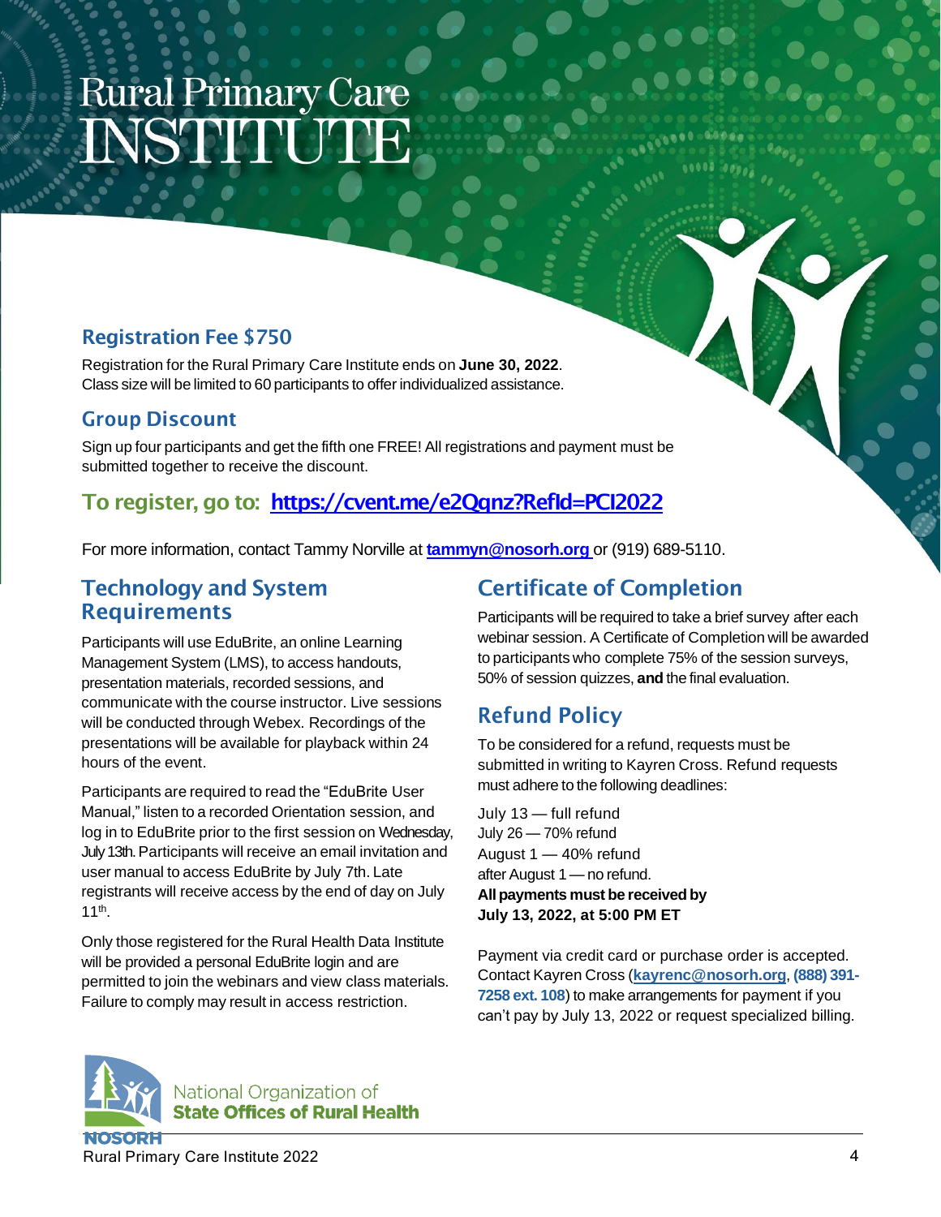# Rural Primary Care INSTITUTE

## Registration Fee $750

Registration for the Rural Primary Care Institute ends on **June 30, 2022**. Class size will be limited to 60 participants to offer individualized assistance.

## Group Discount

Sign up four participants and get the fifth one FREE! All registrations and payment must be submitted together to receive the discount.

## To register, go to: https://cvent.me/e2Qqnz?RefId=PCI2022

For more information, contact Tammy Norville at **tammyn@nosorh.org** or (919) 689-5110.

## Technology and System Requirements

Participants will use EduBrite, an online Learning Management System (LMS), to access handouts, presentation materials, recorded sessions, and communicate with the course instructor. Live sessions will be conducted through Webex. Recordings of the presentations will be available for playback within 24 hours of the event.

Participants are required to read the "EduBrite User Manual," listen to a recorded Orientation session, and log in to EduBrite prior to the first session on Wednesday, July 13th. Participants will receive an email invitation and user manual to access EduBrite by July 7th. Late registrants will receive access by the end of day on July 11th.

Only those registered for the Rural Health Data Institute will be provided a personal EduBrite login and are permitted to join the webinars and view class materials. Failure to comply may result in access restriction.

## Certificate of Completion

Participants will be required to take a brief survey after each webinar session. A Certificate of Completion will be awarded to participants who complete 75% of the session surveys, 50% of session quizzes, **and** the final evaluation.

## Refund Policy

To be considered for a refund, requests must be submitted in writing to Kayren Cross. Refund requests must adhere to the following deadlines:

July 13 — full refund
July 26 — 70% refund
August 1 — 40% refund
after August 1 — no refund.
**All payments must be received by July 13, 2022, at 5:00 PM ET**

Payment via credit card or purchase order is accepted. Contact Kayren Cross (**kayrenc@nosorh.org**, **(888) 391-7258 ext. 108**) to make arrangements for payment if you can't pay by July 13, 2022 or request specialized billing.

NOSORH National Organization of **State Offices of Rural Health**